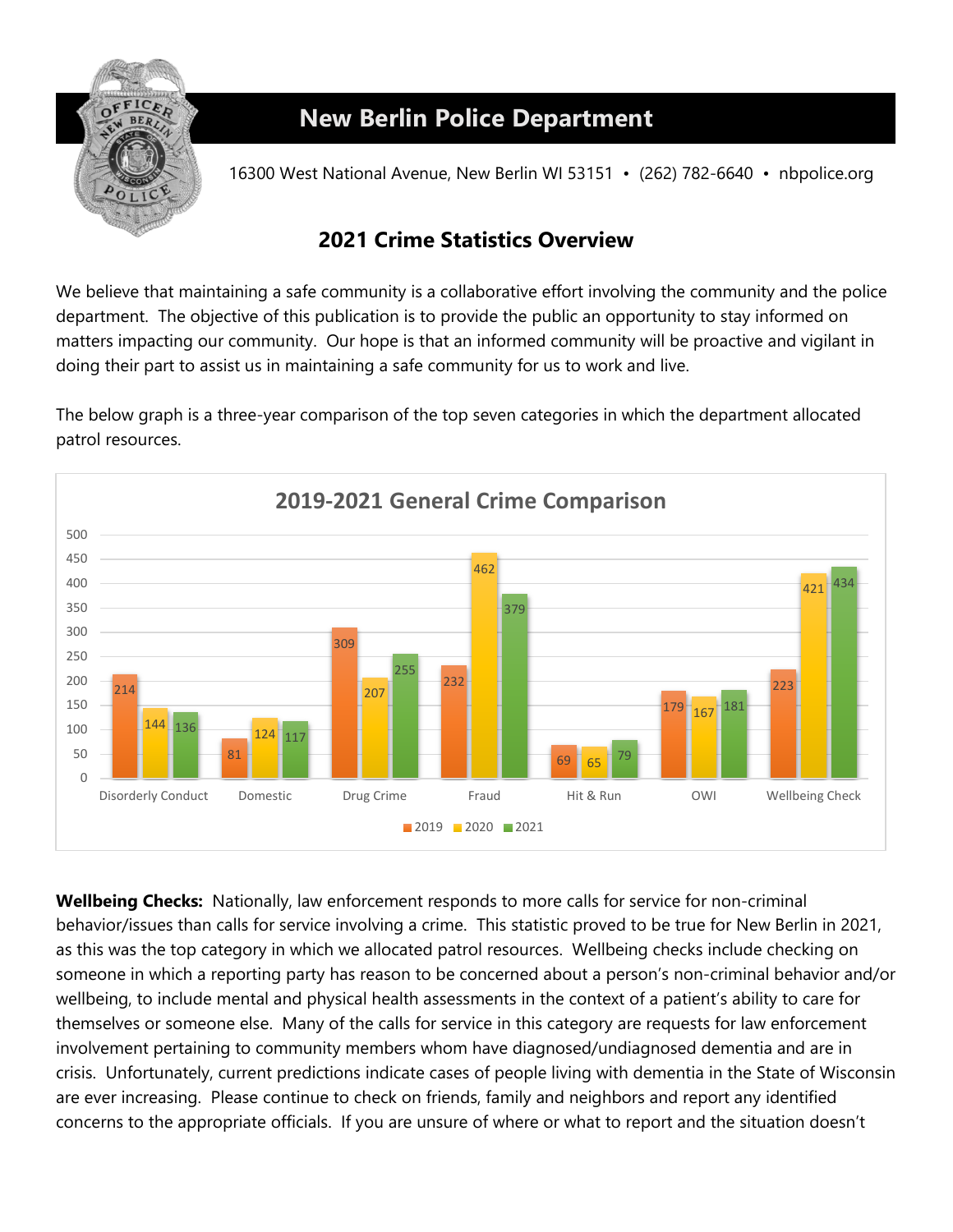# New Berlin Police Department

16300 West National Avenue, New Berlin WI 53151 • (262) 782-6640 • nbpolice.org

## 2021 Crime Statistics Overview

We believe that maintaining a safe community is a collaborative effort involving the community and the police department. The objective of this publication is to provide the public an opportunity to stay informed on matters impacting our community. Our hope is that an informed community will be proactive and vigilant in doing their part to assist us in maintaining a safe community for us to work and live.

The below graph is a three-year comparison of the top seven categories in which the department allocated patrol resources.

**2019-2021 General Crime Comparison**

| Category | 2019 | 2020 | 2021 |
|---|---|---|---|
| Disorderly Conduct | 214 | 144 | 136 |
| Domestic | 81 | 124 | 117 |
| Drug Crime | 309 | 207 | 255 |
| Fraud | 232 | 462 | 379 |
| Hit & Run | 69 | 65 | 79 |
| OWI | 179 | 167 | 181 |
| Wellbeing Check | 223 | 421 | 434 |

**Wellbeing Checks:** Nationally, law enforcement responds to more calls for service for non-criminal behavior/issues than calls for service involving a crime. This statistic proved to be true for New Berlin in 2021, as this was the top category in which we allocated patrol resources. Wellbeing checks include checking on someone in which a reporting party has reason to be concerned about a person's non-criminal behavior and/or wellbeing, to include mental and physical health assessments in the context of a patient's ability to care for themselves or someone else. Many of the calls for service in this category are requests for law enforcement involvement pertaining to community members whom have diagnosed/undiagnosed dementia and are in crisis. Unfortunately, current predictions indicate cases of people living with dementia in the State of Wisconsin are ever increasing. Please continue to check on friends, family and neighbors and report any identified concerns to the appropriate officials. If you are unsure of where or what to report and the situation doesn't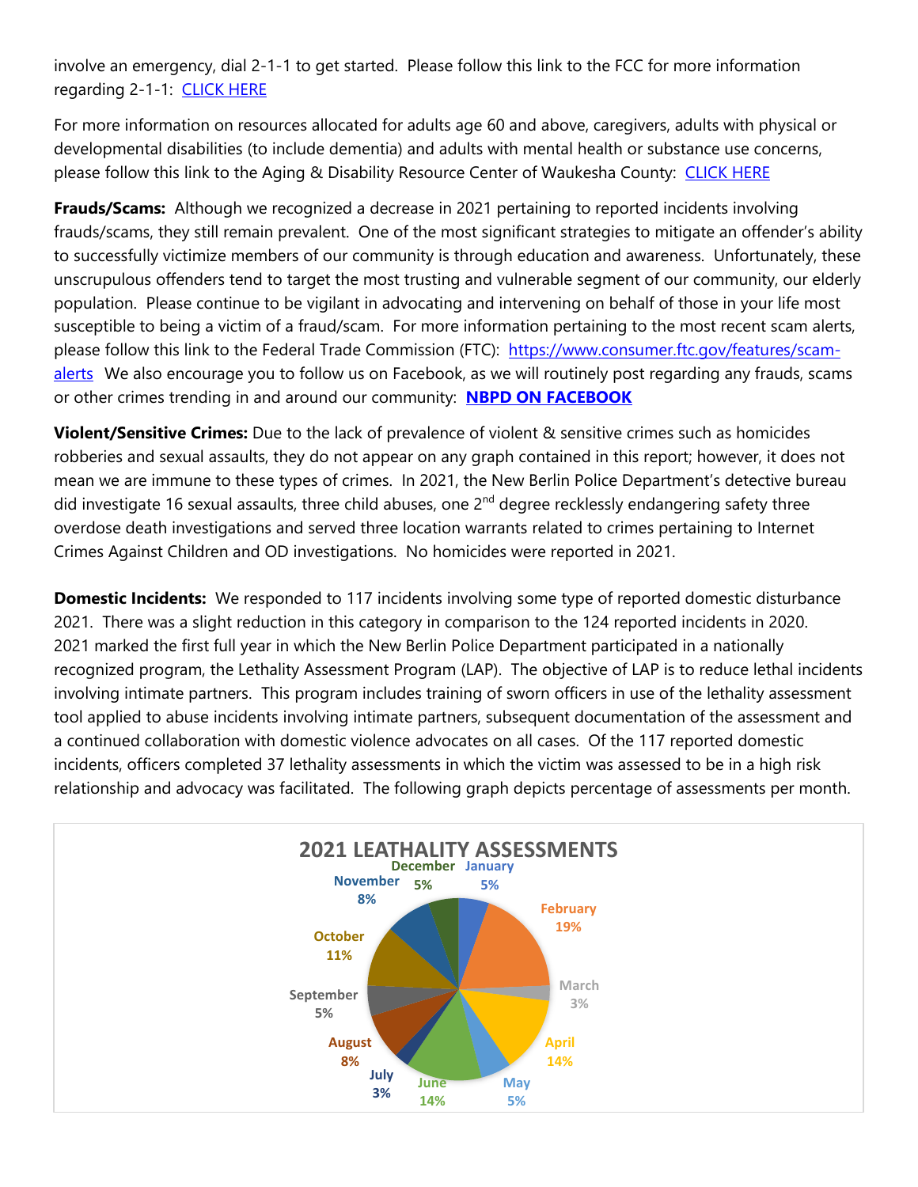involve an emergency, dial 2-1-1 to get started. Please follow this link to the FCC for more information regarding 2-1-1: [CLICK HERE]

For more information on resources allocated for adults age 60 and above, caregivers, adults with physical or developmental disabilities (to include dementia) and adults with mental health or substance use concerns, please follow this link to the Aging & Disability Resource Center of Waukesha County: [CLICK HERE]

**Frauds/Scams:** Although we recognized a decrease in 2021 pertaining to reported incidents involving frauds/scams, they still remain prevalent. One of the most significant strategies to mitigate an offender's ability to successfully victimize members of our community is through education and awareness. Unfortunately, these unscrupulous offenders tend to target the most trusting and vulnerable segment of our community, our elderly population. Please continue to be vigilant in advocating and intervening on behalf of those in your life most susceptible to being a victim of a fraud/scam. For more information pertaining to the most recent scam alerts, please follow this link to the Federal Trade Commission (FTC): https://www.consumer.ftc.gov/features/scam-alerts We also encourage you to follow us on Facebook, as we will routinely post regarding any frauds, scams or other crimes trending in and around our community: **NBPD ON FACEBOOK**

**Violent/Sensitive Crimes:** Due to the lack of prevalence of violent & sensitive crimes such as homicides robberies and sexual assaults, they do not appear on any graph contained in this report; however, it does not mean we are immune to these types of crimes. In 2021, the New Berlin Police Department's detective bureau did investigate 16 sexual assaults, three child abuses, one 2nd degree recklessly endangering safety three overdose death investigations and served three location warrants related to crimes pertaining to Internet Crimes Against Children and OD investigations. No homicides were reported in 2021.

**Domestic Incidents:** We responded to 117 incidents involving some type of reported domestic disturbance 2021. There was a slight reduction in this category in comparison to the 124 reported incidents in 2020. 2021 marked the first full year in which the New Berlin Police Department participated in a nationally recognized program, the Lethality Assessment Program (LAP). The objective of LAP is to reduce lethal incidents involving intimate partners. This program includes training of sworn officers in use of the lethality assessment tool applied to abuse incidents involving intimate partners, subsequent documentation of the assessment and a continued collaboration with domestic violence advocates on all cases. Of the 117 reported domestic incidents, officers completed 37 lethality assessments in which the victim was assessed to be in a high risk relationship and advocacy was facilitated. The following graph depicts percentage of assessments per month.

**2021 LEATHALITY ASSESSMENTS**

| Month | Percentage |
|---|---|
| January | 5% |
| February | 19% |
| March | 3% |
| April | 14% |
| May | 5% |
| June | 14% |
| July | 3% |
| August | 8% |
| September | 5% |
| October | 11% |
| November | 8% |
| December | 5% |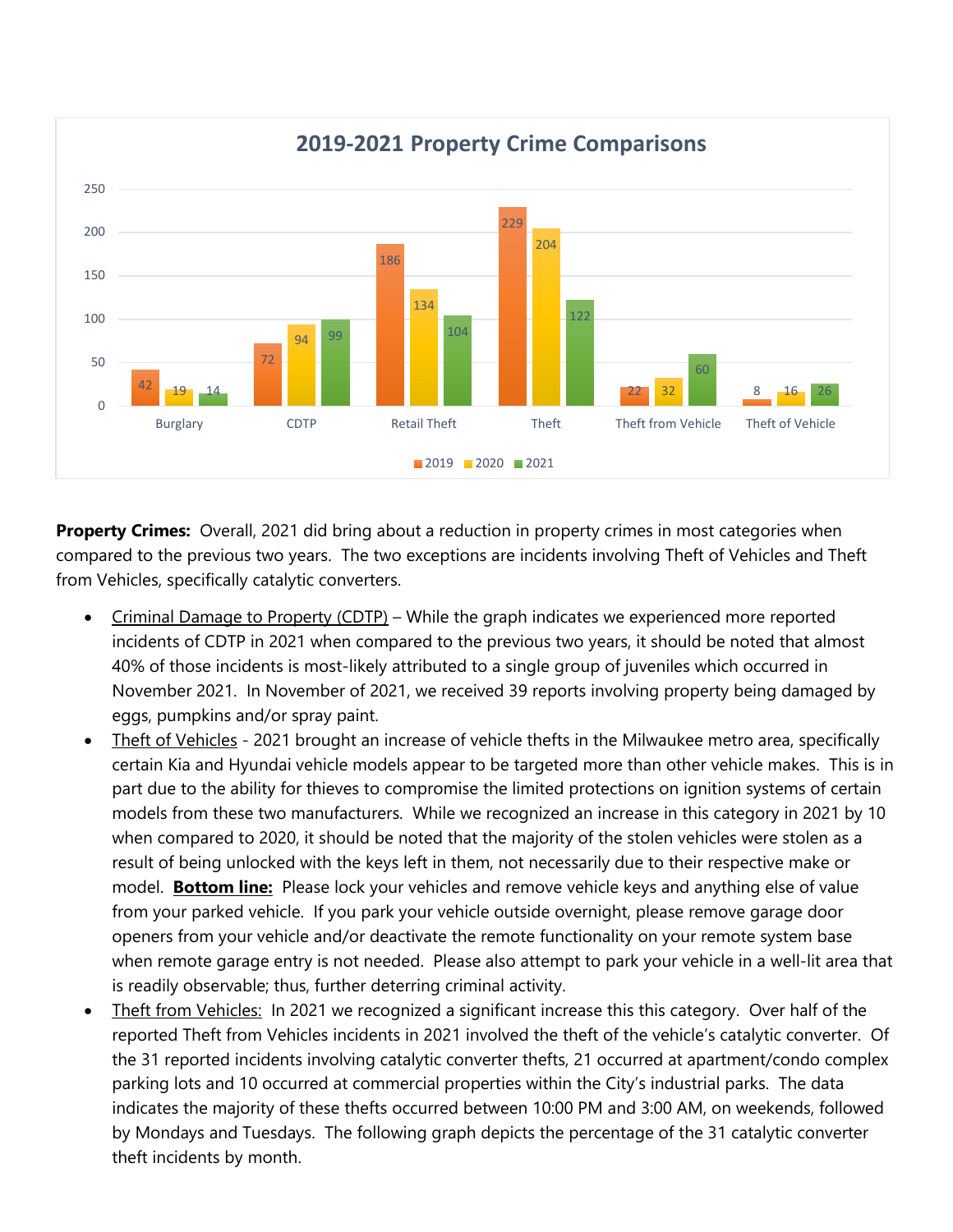## 2019-2021 Property Crime Comparisons

| | 2019 | 2020 | 2021 |
|---|---|---|---|
| Burglary | 42 | 19 | 14 |
| CDTP | 72 | 94 | 99 |
| Retail Theft | 186 | 134 | 104 |
| Theft | 229 | 204 | 122 |
| Theft from Vehicle | 22 | 32 | 60 |
| Theft of Vehicle | 8 | 16 | 26 |

**Property Crimes:** Overall, 2021 did bring about a reduction in property crimes in most categories when compared to the previous two years. The two exceptions are incidents involving Theft of Vehicles and Theft from Vehicles, specifically catalytic converters.

- Criminal Damage to Property (CDTP) – While the graph indicates we experienced more reported incidents of CDTP in 2021 when compared to the previous two years, it should be noted that almost 40% of those incidents is most-likely attributed to a single group of juveniles which occurred in November 2021. In November of 2021, we received 39 reports involving property being damaged by eggs, pumpkins and/or spray paint.
- Theft of Vehicles - 2021 brought an increase of vehicle thefts in the Milwaukee metro area, specifically certain Kia and Hyundai vehicle models appear to be targeted more than other vehicle makes. This is in part due to the ability for thieves to compromise the limited protections on ignition systems of certain models from these two manufacturers. While we recognized an increase in this category in 2021 by 10 when compared to 2020, it should be noted that the majority of the stolen vehicles were stolen as a result of being unlocked with the keys left in them, not necessarily due to their respective make or model. **Bottom line:** Please lock your vehicles and remove vehicle keys and anything else of value from your parked vehicle. If you park your vehicle outside overnight, please remove garage door openers from your vehicle and/or deactivate the remote functionality on your remote system base when remote garage entry is not needed. Please also attempt to park your vehicle in a well-lit area that is readily observable; thus, further deterring criminal activity.
- Theft from Vehicles: In 2021 we recognized a significant increase this this category. Over half of the reported Theft from Vehicles incidents in 2021 involved the theft of the vehicle's catalytic converter. Of the 31 reported incidents involving catalytic converter thefts, 21 occurred at apartment/condo complex parking lots and 10 occurred at commercial properties within the City's industrial parks. The data indicates the majority of these thefts occurred between 10:00 PM and 3:00 AM, on weekends, followed by Mondays and Tuesdays. The following graph depicts the percentage of the 31 catalytic converter theft incidents by month.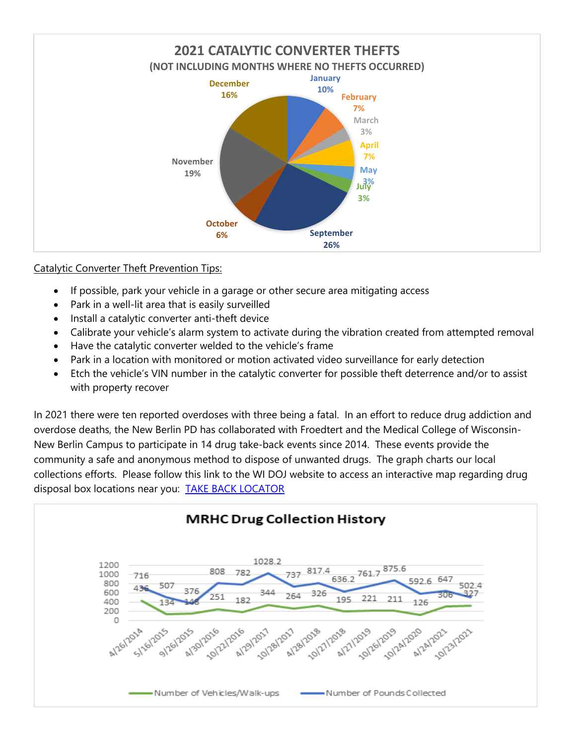**2021 CATALYTIC CONVERTER THEFTS**
**(NOT INCLUDING MONTHS WHERE NO THEFTS OCCURRED)**

| Month | Percentage |
|---|---|
| January | 10% |
| February | 7% |
| March | 3% |
| April | 7% |
| May | 3% |
| July | 3% |
| September | 26% |
| October | 6% |
| November | 19% |
| December | 16% |

<u>Catalytic Converter Theft Prevention Tips:</u>

- If possible, park your vehicle in a garage or other secure area mitigating access
- Park in a well-lit area that is easily surveilled
- Install a catalytic converter anti-theft device
- Calibrate your vehicle's alarm system to activate during the vibration created from attempted removal
- Have the catalytic converter welded to the vehicle's frame
- Park in a location with monitored or motion activated video surveillance for early detection
- Etch the vehicle's VIN number in the catalytic converter for possible theft deterrence and/or to assist with property recover

In 2021 there were ten reported overdoses with three being a fatal. In an effort to reduce drug addiction and overdose deaths, the New Berlin PD has collaborated with Froedtert and the Medical College of Wisconsin-New Berlin Campus to participate in 14 drug take-back events since 2014. These events provide the community a safe and anonymous method to dispose of unwanted drugs. The graph charts our local collections efforts. Please follow this link to the WI DOJ website to access an interactive map regarding drug disposal box locations near you: [TAKE BACK LOCATOR]()

**MRHC Drug Collection History**

| Date | Number of Vehicles/Walk-ups | Number of Pounds Collected |
|---|---|---|
| 4/26/2014 | 436 | 716 |
| 5/16/2015 | 134 | 507 |
| 9/26/2015 | 148 | 376 |
| 4/30/2016 | 251 | 808 |
| 10/22/2016 | 182 | 782 |
| 4/29/2017 | 344 | 1028.2 |
| 10/28/2017 | 264 | 737 |
| 4/28/2018 | 326 | 817.4 |
| 10/27/2018 | 195 | 636.2 |
| 4/27/2019 | 221 | 761.7 |
| 10/26/2019 | 211 | 875.6 |
| 10/24/2020 | 126 | 592.6 |
| 4/24/2021 | 306 | 647 |
| 10/23/2021 | 327 | 502.4 |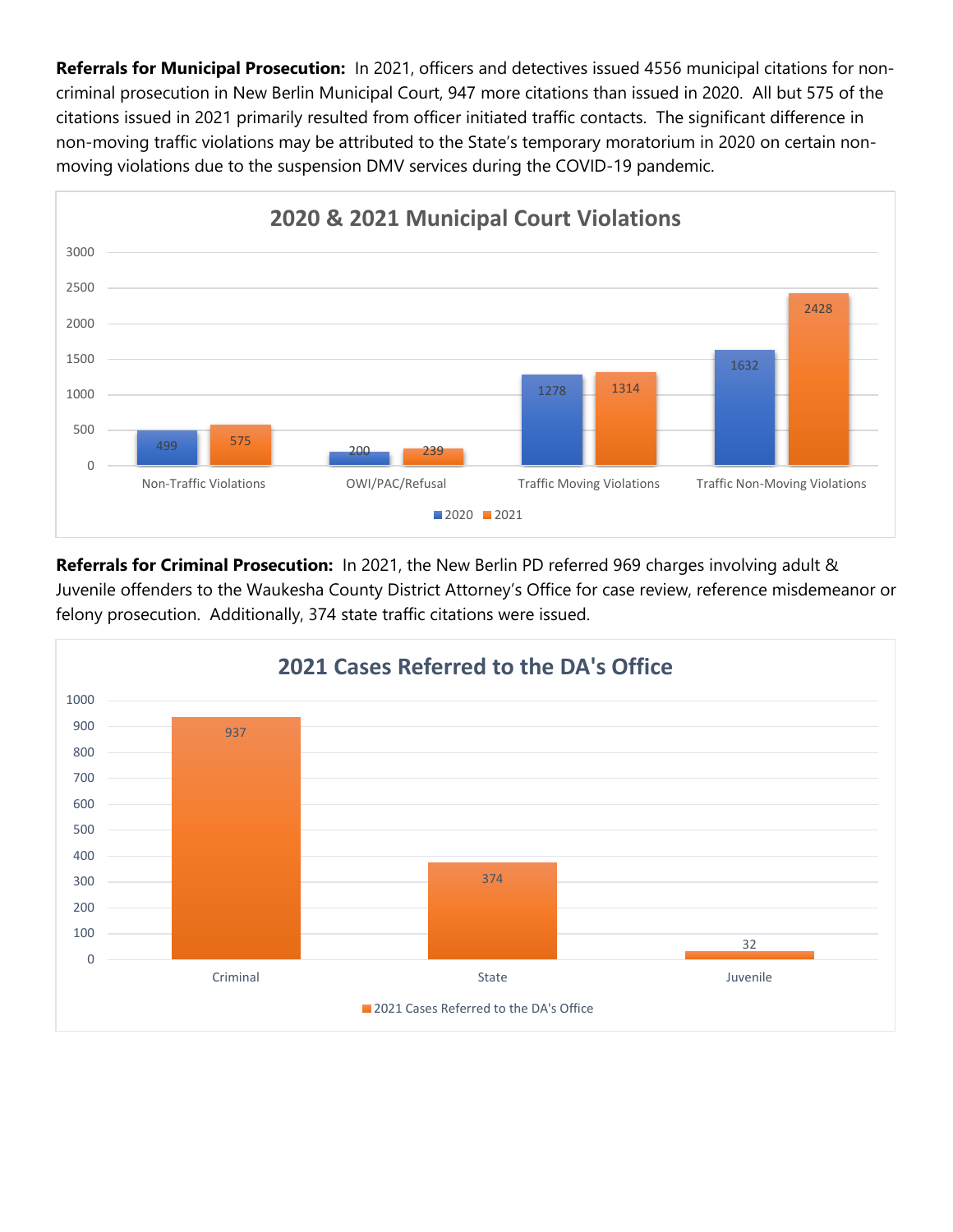**Referrals for Municipal Prosecution:** In 2021, officers and detectives issued 4556 municipal citations for non-criminal prosecution in New Berlin Municipal Court, 947 more citations than issued in 2020. All but 575 of the citations issued in 2021 primarily resulted from officer initiated traffic contacts. The significant difference in non-moving traffic violations may be attributed to the State's temporary moratorium in 2020 on certain non-moving violations due to the suspension DMV services during the COVID-19 pandemic.

**2020 & 2021 Municipal Court Violations**

| | 2020 | 2021 |
|---|---|---|
| Non-Traffic Violations | 499 | 575 |
| OWI/PAC/Refusal | 200 | 239 |
| Traffic Moving Violations | 1278 | 1314 |
| Traffic Non-Moving Violations | 1632 | 2428 |

**Referrals for Criminal Prosecution:** In 2021, the New Berlin PD referred 969 charges involving adult & Juvenile offenders to the Waukesha County District Attorney's Office for case review, reference misdemeanor or felony prosecution. Additionally, 374 state traffic citations were issued.

**2021 Cases Referred to the DA's Office**

| | 2021 Cases Referred to the DA's Office |
|---|---|
| Criminal | 937 |
| State | 374 |
| Juvenile | 32 |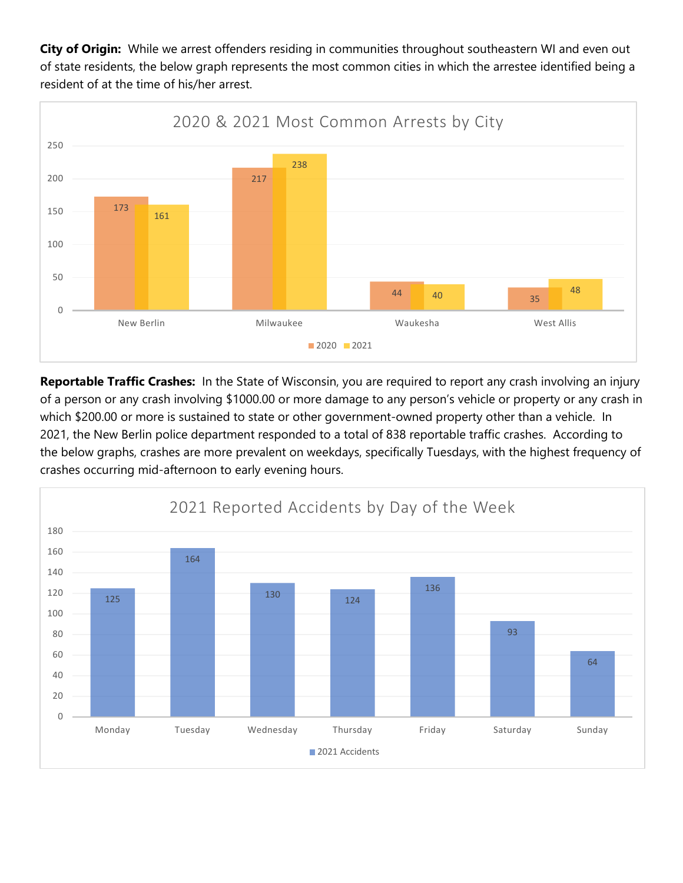**City of Origin:** While we arrest offenders residing in communities throughout southeastern WI and even out of state residents, the below graph represents the most common cities in which the arrestee identified being a resident of at the time of his/her arrest.

**2020 & 2021 Most Common Arrests by City**

| City | 2020 | 2021 |
|---|---|---|
| New Berlin | 173 | 161 |
| Milwaukee | 217 | 238 |
| Waukesha | 44 | 40 |
| West Allis | 35 | 48 |

**Reportable Traffic Crashes:** In the State of Wisconsin, you are required to report any crash involving an injury of a person or any crash involving $1000.00 or more damage to any person's vehicle or property or any crash in which $200.00 or more is sustained to state or other government-owned property other than a vehicle. In 2021, the New Berlin police department responded to a total of 838 reportable traffic crashes. According to the below graphs, crashes are more prevalent on weekdays, specifically Tuesdays, with the highest frequency of crashes occurring mid-afternoon to early evening hours.

**2021 Reported Accidents by Day of the Week**

| Day | 2021 Accidents |
|---|---|
| Monday | 125 |
| Tuesday | 164 |
| Wednesday | 130 |
| Thursday | 124 |
| Friday | 136 |
| Saturday | 93 |
| Sunday | 64 |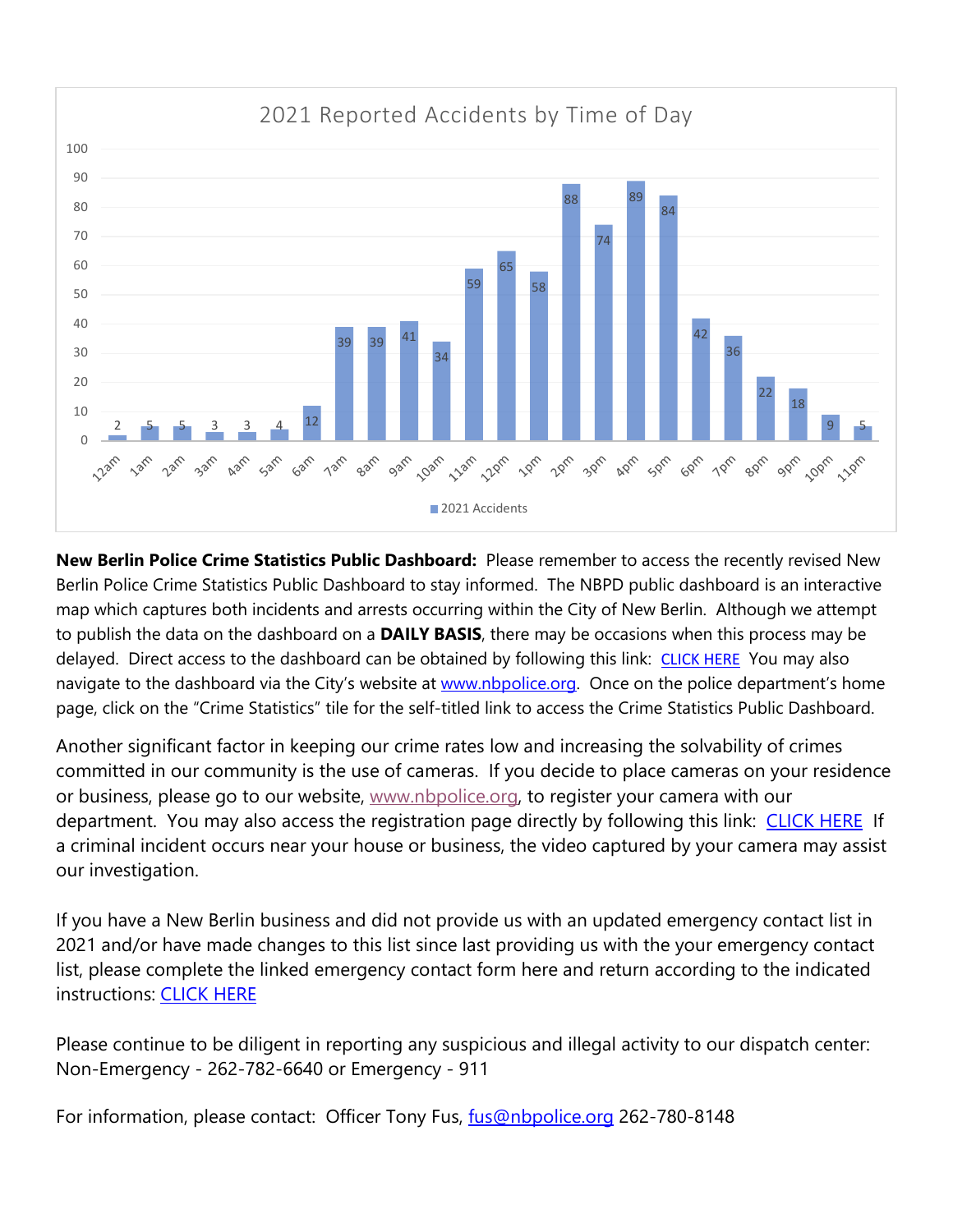2021 Reported Accidents by Time of Day

100
90
80
70
60
50
40
30
20
10
0

2 5 5 3 3 4 12 39 39 41 34 59 65 58 88 74 89 84 42 36 22 18 9 5

12am 1am 2am 3am 4am 5am 6am 7am 8am 9am 10am 11am 12pm 1pm 2pm 3pm 4pm 5pm 6pm 7pm 8pm 9pm 10pm 11pm

2021 Accidents

**New Berlin Police Crime Statistics Public Dashboard:** Please remember to access the recently revised New Berlin Police Crime Statistics Public Dashboard to stay informed. The NBPD public dashboard is an interactive map which captures both incidents and arrests occurring within the City of New Berlin. Although we attempt to publish the data on the dashboard on a **DAILY BASIS**, there may be occasions when this process may be delayed. Direct access to the dashboard can be obtained by following this link: CLICK HERE You may also navigate to the dashboard via the City's website at www.nbpolice.org. Once on the police department's home page, click on the "Crime Statistics" tile for the self-titled link to access the Crime Statistics Public Dashboard.

Another significant factor in keeping our crime rates low and increasing the solvability of crimes committed in our community is the use of cameras. If you decide to place cameras on your residence or business, please go to our website, www.nbpolice.org, to register your camera with our department. You may also access the registration page directly by following this link: CLICK HERE If a criminal incident occurs near your house or business, the video captured by your camera may assist our investigation.

If you have a New Berlin business and did not provide us with an updated emergency contact list in 2021 and/or have made changes to this list since last providing us with the your emergency contact list, please complete the linked emergency contact form here and return according to the indicated instructions: CLICK HERE

Please continue to be diligent in reporting any suspicious and illegal activity to our dispatch center: Non-Emergency - 262-782-6640 or Emergency - 911

For information, please contact: Officer Tony Fus, fus@nbpolice.org 262-780-8148